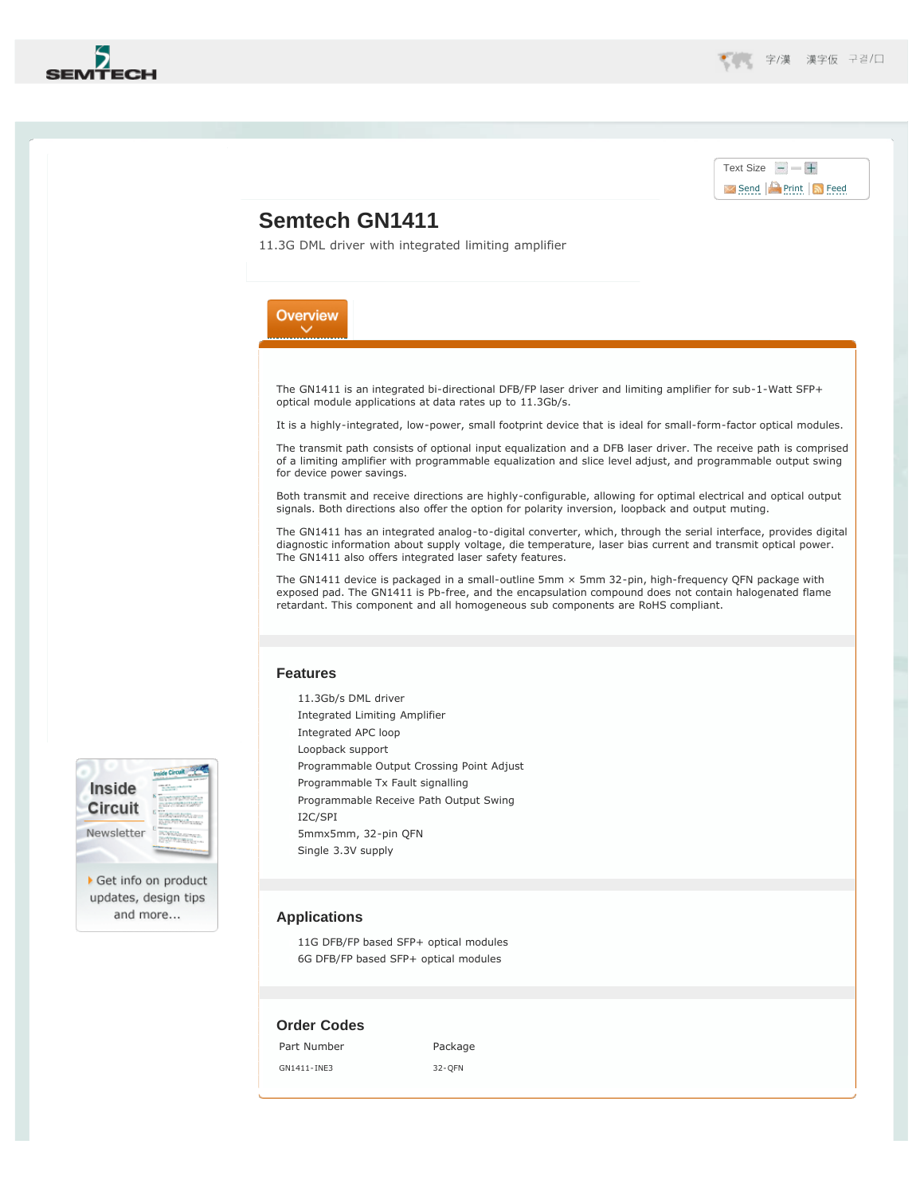# Semtech GN1411

11.3G DML driver with integrated limiting amplifier

## Overview

The GN1411 is an integrated bi-directional DFB/FP laser driver and limiting amplifier for sub-1-Watt SFP+ optical module applications at data rates up to 11.3Gb/s.

It is a highly-integrated, low-power, small footprint device that is ideal for small-form-factor optical modules.

The transmit path consists of optional input equalization and a DFB laser driver. The receive path is comprised of a limiting amplifier with programmable equalization and slice level adjust, and programmable output swing for device power savings.

Both transmit and receive directions are highly-configurable, allowing for optimal electrical and optical output signals. Both directions also offer the option for polarity inversion, loopback and output muting.

The GN1411 has an integrated analog-to-digital converter, which, through the serial interface, provides digital diagnostic information about supply voltage, die temperature, laser bias current and transmit optical power. The GN1411 also offers integrated laser safety features.

The GN1411 device is packaged in a small-outline 5mm × 5mm 32-pin, high-frequency QFN package with exposed pad. The GN1411 is Pb-free, and the encapsulation compound does not contain halogenated flame retardant. This component and all homogeneous sub components are RoHS compliant.

### Features

- 11.3Gb/s DML driver
- Integrated Limiting Amplifier
- Integrated APC loop
- Loopback support
- Programmable Output Crossing Point Adjust
- Programmable Tx Fault signalling
- Programmable Receive Path Output Swing
- I2C/SPI
- 5mmx5mm, 32-pin QFN
- Single 3.3V supply

### Applications

- 11G DFB/FP based SFP+ optical modules
- 6G DFB/FP based SFP+ optical modules

### Order Codes

| Part Number | Package |
|---|---|
| GN1411-INE3 | 32-QFN |

Inside Circuit Newsletter

Get info on product updates, design tips and more...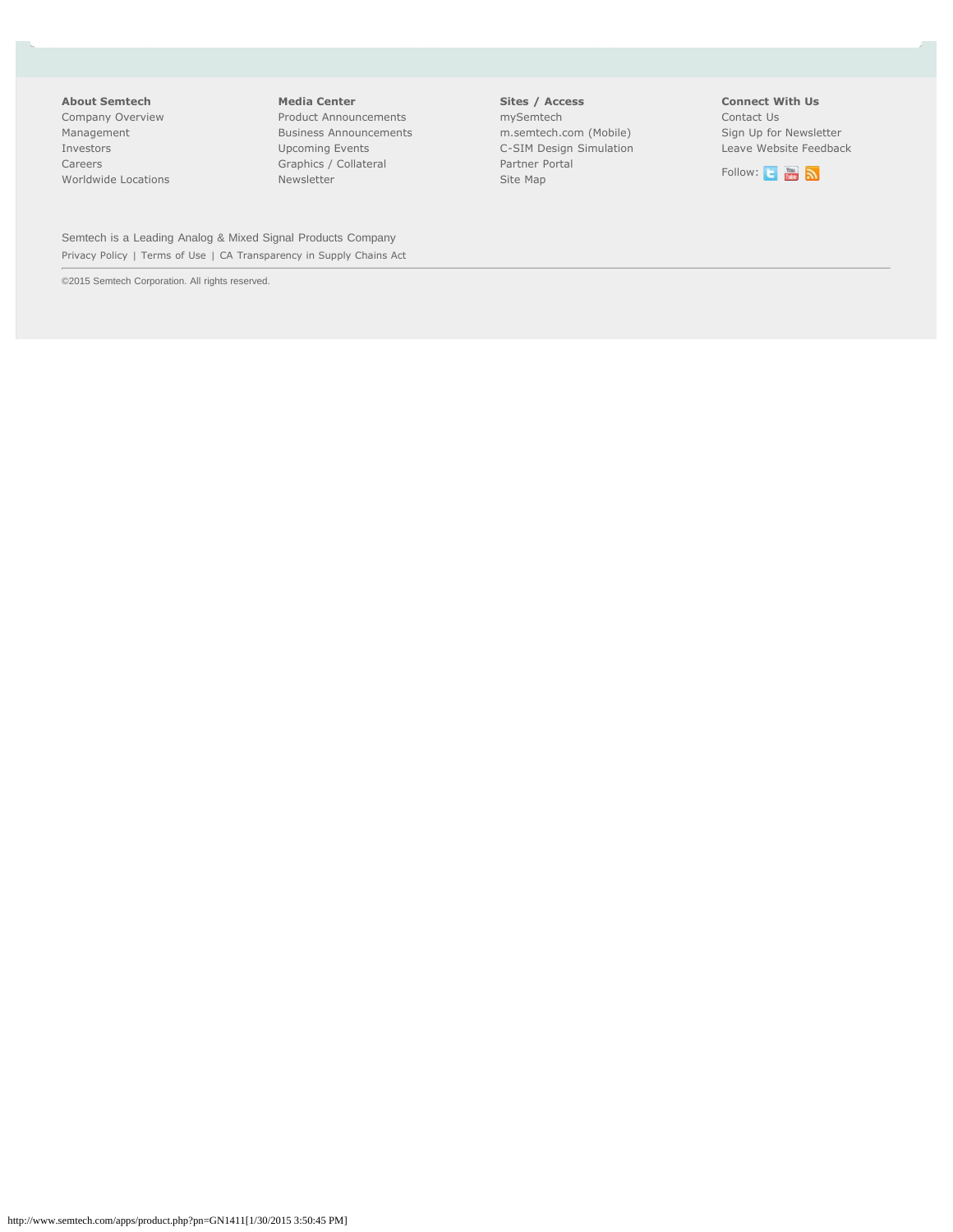**About Semtech**

- Company Overview
- Management
- Investors
- Careers
- Worldwide Locations

**Media Center**

- Product Announcements
- Business Announcements
- Upcoming Events
- Graphics / Collateral
- Newsletter

**Sites / Access**

- mySemtech
- m.semtech.com (Mobile)
- C-SIM Design Simulation
- Partner Portal
- Site Map

**Connect With Us**

- Contact Us
- Sign Up for Newsletter
- Leave Website Feedback

Follow:

Semtech is a Leading Analog & Mixed Signal Products Company

Privacy Policy | Terms of Use | CA Transparency in Supply Chains Act

©2015 Semtech Corporation. All rights reserved.